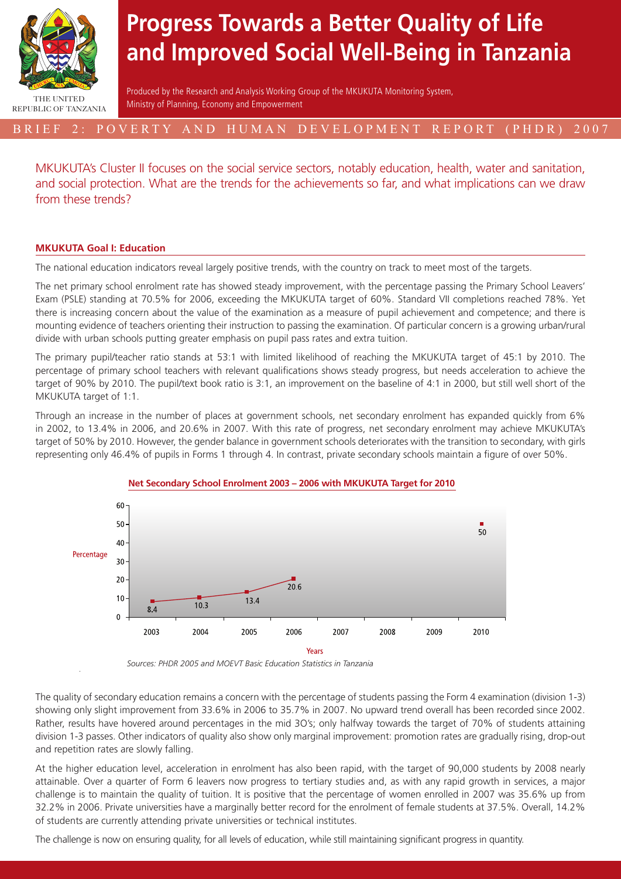THE UNITED REPUBLIC OF TANZANIA

# Progress Towards a Better Quality of Life and Improved Social Well-Being in Tanzania

Produced by the Research and Analysis Working Group of the MKUKUTA Monitoring System, Ministry of Planning, Economy and Empowerment

BRIEF 2: POVERTY AND HUMAN DEVELOPMENT REPORT (PHDR) 2007

MKUKUTA's Cluster II focuses on the social service sectors, notably education, health, water and sanitation, and social protection. What are the trends for the achievements so far, and what implications can we draw from these trends?

## MKUKUTA Goal I: Education

The national education indicators reveal largely positive trends, with the country on track to meet most of the targets.

The net primary school enrolment rate has showed steady improvement, with the percentage passing the Primary School Leavers' Exam (PSLE) standing at 70.5% for 2006, exceeding the MKUKUTA target of 60%. Standard VII completions reached 78%. Yet there is increasing concern about the value of the examination as a measure of pupil achievement and competence; and there is mounting evidence of teachers orienting their instruction to passing the examination. Of particular concern is a growing urban/rural divide with urban schools putting greater emphasis on pupil pass rates and extra tuition.

The primary pupil/teacher ratio stands at 53:1 with limited likelihood of reaching the MKUKUTA target of 45:1 by 2010. The percentage of primary school teachers with relevant qualifications shows steady progress, but needs acceleration to achieve the target of 90% by 2010. The pupil/text book ratio is 3:1, an improvement on the baseline of 4:1 in 2000, but still well short of the MKUKUTA target of 1:1.

Through an increase in the number of places at government schools, net secondary enrolment has expanded quickly from 6% in 2002, to 13.4% in 2006, and 20.6% in 2007. With this rate of progress, net secondary enrolment may achieve MKUKUTA's target of 50% by 2010. However, the gender balance in government schools deteriorates with the transition to secondary, with girls representing only 46.4% of pupils in Forms 1 through 4. In contrast, private secondary schools maintain a figure of over 50%.

**Net Secondary School Enrolment 2003 – 2006 with MKUKUTA Target for 2010**

| Year | Percentage |
|---|---|
| 2003 | 8.4 |
| 2004 | 10.3 |
| 2005 | 13.4 |
| 2006 | 20.6 |
| 2010 (MKUKUTA Target) | 50 |

*Sources: PHDR 2005 and MOEVT Basic Education Statistics in Tanzania*

The quality of secondary education remains a concern with the percentage of students passing the Form 4 examination (division 1-3) showing only slight improvement from 33.6% in 2006 to 35.7% in 2007. No upward trend overall has been recorded since 2002. Rather, results have hovered around percentages in the mid 3O's; only halfway towards the target of 70% of students attaining division 1-3 passes. Other indicators of quality also show only marginal improvement: promotion rates are gradually rising, drop-out and repetition rates are slowly falling.

At the higher education level, acceleration in enrolment has also been rapid, with the target of 90,000 students by 2008 nearly attainable. Over a quarter of Form 6 leavers now progress to tertiary studies and, as with any rapid growth in services, a major challenge is to maintain the quality of tuition. It is positive that the percentage of women enrolled in 2007 was 35.6% up from 32.2% in 2006. Private universities have a marginally better record for the enrolment of female students at 37.5%. Overall, 14.2% of students are currently attending private universities or technical institutes.

The challenge is now on ensuring quality, for all levels of education, while still maintaining significant progress in quantity.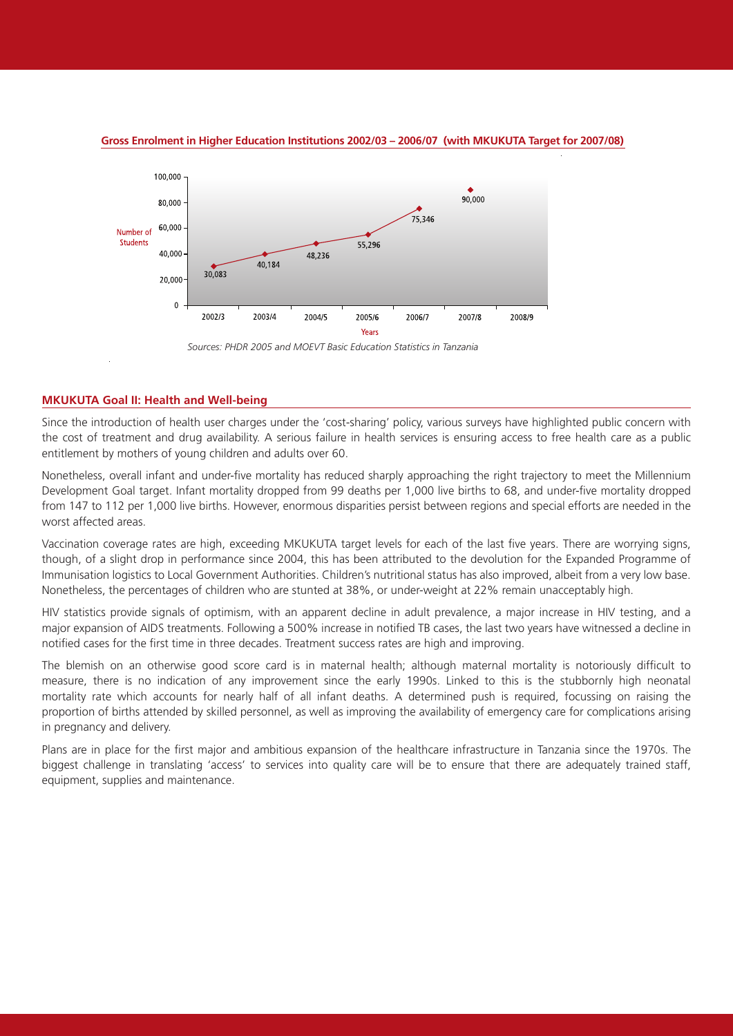**Gross Enrolment in Higher Education Institutions 2002/03 – 2006/07 (with MKUKUTA Target for 2007/08)**

| Years | Number of Students |
|---|---|
| 2002/3 | 30,083 |
| 2003/4 | 40,184 |
| 2004/5 | 48,236 |
| 2005/6 | 55,296 |
| 2006/7 | 75,346 |
| 2007/8 | 90,000 |
| 2008/9 | |

*Sources: PHDR 2005 and MOEVT Basic Education Statistics in Tanzania*

## MKUKUTA Goal II: Health and Well-being

Since the introduction of health user charges under the 'cost-sharing' policy, various surveys have highlighted public concern with the cost of treatment and drug availability. A serious failure in health services is ensuring access to free health care as a public entitlement by mothers of young children and adults over 60.

Nonetheless, overall infant and under-five mortality has reduced sharply approaching the right trajectory to meet the Millennium Development Goal target. Infant mortality dropped from 99 deaths per 1,000 live births to 68, and under-five mortality dropped from 147 to 112 per 1,000 live births. However, enormous disparities persist between regions and special efforts are needed in the worst affected areas.

Vaccination coverage rates are high, exceeding MKUKUTA target levels for each of the last five years. There are worrying signs, though, of a slight drop in performance since 2004, this has been attributed to the devolution for the Expanded Programme of Immunisation logistics to Local Government Authorities. Children's nutritional status has also improved, albeit from a very low base. Nonetheless, the percentages of children who are stunted at 38%, or under-weight at 22% remain unacceptably high.

HIV statistics provide signals of optimism, with an apparent decline in adult prevalence, a major increase in HIV testing, and a major expansion of AIDS treatments. Following a 500% increase in notified TB cases, the last two years have witnessed a decline in notified cases for the first time in three decades. Treatment success rates are high and improving.

The blemish on an otherwise good score card is in maternal health; although maternal mortality is notoriously difficult to measure, there is no indication of any improvement since the early 1990s. Linked to this is the stubbornly high neonatal mortality rate which accounts for nearly half of all infant deaths. A determined push is required, focussing on raising the proportion of births attended by skilled personnel, as well as improving the availability of emergency care for complications arising in pregnancy and delivery.

Plans are in place for the first major and ambitious expansion of the healthcare infrastructure in Tanzania since the 1970s. The biggest challenge in translating 'access' to services into quality care will be to ensure that there are adequately trained staff, equipment, supplies and maintenance.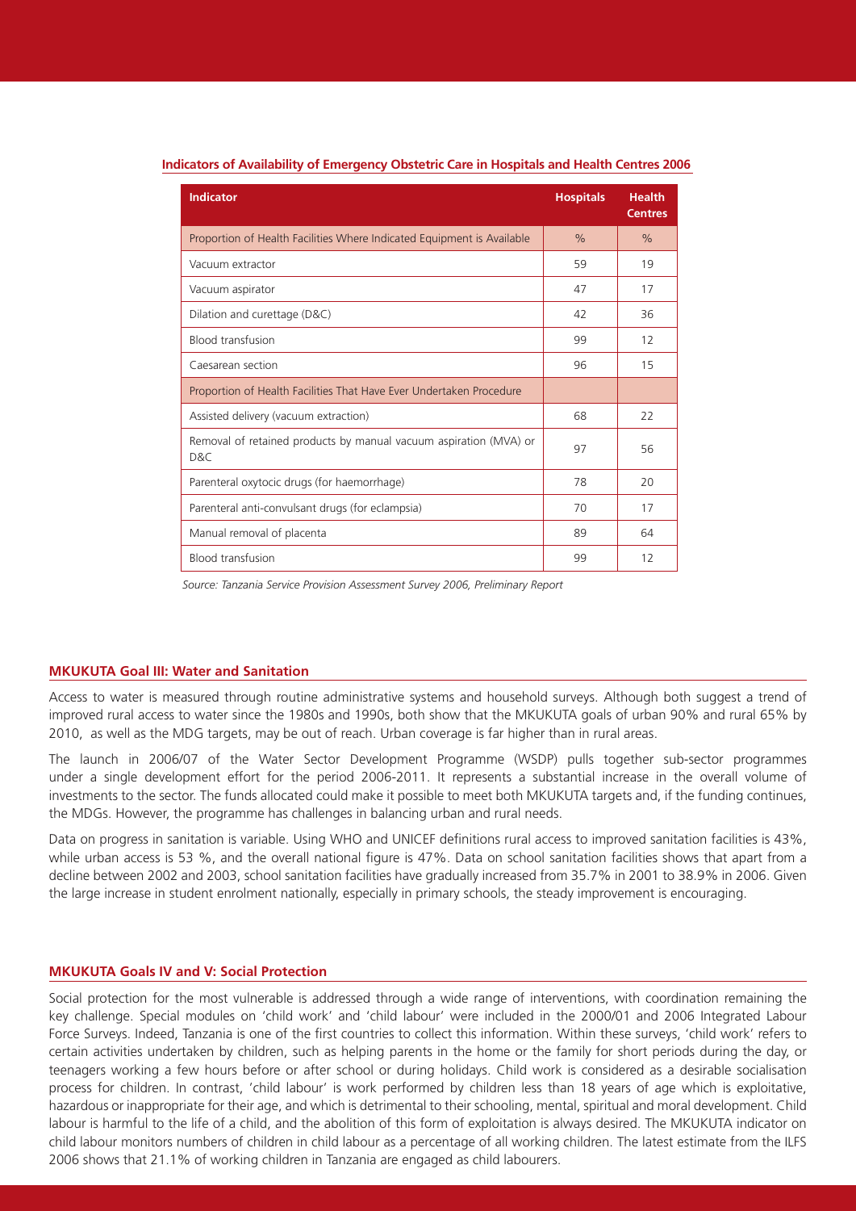**Indicators of Availability of Emergency Obstetric Care in Hospitals and Health Centres 2006**

| Indicator | Hospitals | Health Centres |
|---|---|---|
| Proportion of Health Facilities Where Indicated Equipment is Available | % | % |
| Vacuum extractor | 59 | 19 |
| Vacuum aspirator | 47 | 17 |
| Dilation and curettage (D&C) | 42 | 36 |
| Blood transfusion | 99 | 12 |
| Caesarean section | 96 | 15 |
| Proportion of Health Facilities That Have Ever Undertaken Procedure | | |
| Assisted delivery (vacuum extraction) | 68 | 22 |
| Removal of retained products by manual vacuum aspiration (MVA) or D&C | 97 | 56 |
| Parenteral oxytocic drugs (for haemorrhage) | 78 | 20 |
| Parenteral anti-convulsant drugs (for eclampsia) | 70 | 17 |
| Manual removal of placenta | 89 | 64 |
| Blood transfusion | 99 | 12 |

*Source: Tanzania Service Provision Assessment Survey 2006, Preliminary Report*

### MKUKUTA Goal III: Water and Sanitation

Access to water is measured through routine administrative systems and household surveys. Although both suggest a trend of improved rural access to water since the 1980s and 1990s, both show that the MKUKUTA goals of urban 90% and rural 65% by 2010, as well as the MDG targets, may be out of reach. Urban coverage is far higher than in rural areas.

The launch in 2006/07 of the Water Sector Development Programme (WSDP) pulls together sub-sector programmes under a single development effort for the period 2006-2011. It represents a substantial increase in the overall volume of investments to the sector. The funds allocated could make it possible to meet both MKUKUTA targets and, if the funding continues, the MDGs. However, the programme has challenges in balancing urban and rural needs.

Data on progress in sanitation is variable. Using WHO and UNICEF definitions rural access to improved sanitation facilities is 43%, while urban access is 53 %, and the overall national figure is 47%. Data on school sanitation facilities shows that apart from a decline between 2002 and 2003, school sanitation facilities have gradually increased from 35.7% in 2001 to 38.9% in 2006. Given the large increase in student enrolment nationally, especially in primary schools, the steady improvement is encouraging.

### MKUKUTA Goals IV and V: Social Protection

Social protection for the most vulnerable is addressed through a wide range of interventions, with coordination remaining the key challenge. Special modules on 'child work' and 'child labour' were included in the 2000/01 and 2006 Integrated Labour Force Surveys. Indeed, Tanzania is one of the first countries to collect this information. Within these surveys, 'child work' refers to certain activities undertaken by children, such as helping parents in the home or the family for short periods during the day, or teenagers working a few hours before or after school or during holidays. Child work is considered as a desirable socialisation process for children. In contrast, 'child labour' is work performed by children less than 18 years of age which is exploitative, hazardous or inappropriate for their age, and which is detrimental to their schooling, mental, spiritual and moral development. Child labour is harmful to the life of a child, and the abolition of this form of exploitation is always desired. The MKUKUTA indicator on child labour monitors numbers of children in child labour as a percentage of all working children. The latest estimate from the ILFS 2006 shows that 21.1% of working children in Tanzania are engaged as child labourers.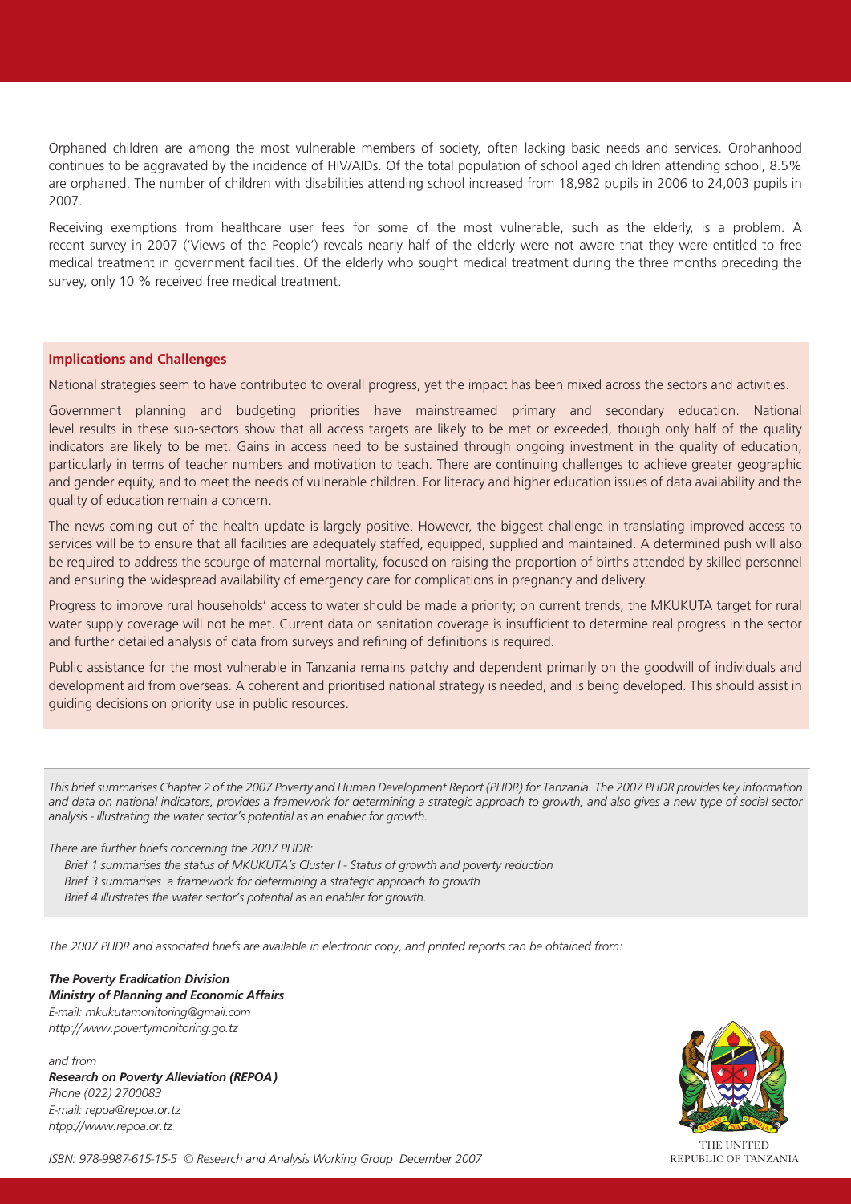Orphaned children are among the most vulnerable members of society, often lacking basic needs and services. Orphanhood continues to be aggravated by the incidence of HIV/AIDs. Of the total population of school aged children attending school, 8.5% are orphaned. The number of children with disabilities attending school increased from 18,982 pupils in 2006 to 24,003 pupils in 2007.

Receiving exemptions from healthcare user fees for some of the most vulnerable, such as the elderly, is a problem. A recent survey in 2007 ('Views of the People') reveals nearly half of the elderly were not aware that they were entitled to free medical treatment in government facilities. Of the elderly who sought medical treatment during the three months preceding the survey, only 10 % received free medical treatment.

**Implications and Challenges**

National strategies seem to have contributed to overall progress, yet the impact has been mixed across the sectors and activities.

Government planning and budgeting priorities have mainstreamed primary and secondary education. National level results in these sub-sectors show that all access targets are likely to be met or exceeded, though only half of the quality indicators are likely to be met. Gains in access need to be sustained through ongoing investment in the quality of education, particularly in terms of teacher numbers and motivation to teach. There are continuing challenges to achieve greater geographic and gender equity, and to meet the needs of vulnerable children. For literacy and higher education issues of data availability and the quality of education remain a concern.

The news coming out of the health update is largely positive. However, the biggest challenge in translating improved access to services will be to ensure that all facilities are adequately staffed, equipped, supplied and maintained. A determined push will also be required to address the scourge of maternal mortality, focused on raising the proportion of births attended by skilled personnel and ensuring the widespread availability of emergency care for complications in pregnancy and delivery.

Progress to improve rural households' access to water should be made a priority; on current trends, the MKUKUTA target for rural water supply coverage will not be met. Current data on sanitation coverage is insufficient to determine real progress in the sector and further detailed analysis of data from surveys and refining of definitions is required.

Public assistance for the most vulnerable in Tanzania remains patchy and dependent primarily on the goodwill of individuals and development aid from overseas. A coherent and prioritised national strategy is needed, and is being developed. This should assist in guiding decisions on priority use in public resources.

*This brief summarises Chapter 2 of the 2007 Poverty and Human Development Report (PHDR) for Tanzania. The 2007 PHDR provides key information and data on national indicators, provides a framework for determining a strategic approach to growth, and also gives a new type of social sector analysis - illustrating the water sector's potential as an enabler for growth.*

*There are further briefs concerning the 2007 PHDR:*

*Brief 1 summarises the status of MKUKUTA's Cluster I - Status of growth and poverty reduction*
*Brief 3 summarises a framework for determining a strategic approach to growth*
*Brief 4 illustrates the water sector's potential as an enabler for growth.*

*The 2007 PHDR and associated briefs are available in electronic copy, and printed reports can be obtained from:*

***The Poverty Eradication Division***
***Ministry of Planning and Economic Affairs***
*E-mail: mkukutamonitoring@gmail.com*
*http://www.povertymonitoring.go.tz*

*and from*
***Research on Poverty Alleviation (REPOA)***
*Phone (022) 2700083*
*E-mail: repoa@repoa.or.tz*
*htpp://www.repoa.or.tz*

THE UNITED REPUBLIC OF TANZANIA

*ISBN: 978-9987-615-15-5 © Research and Analysis Working Group December 2007*